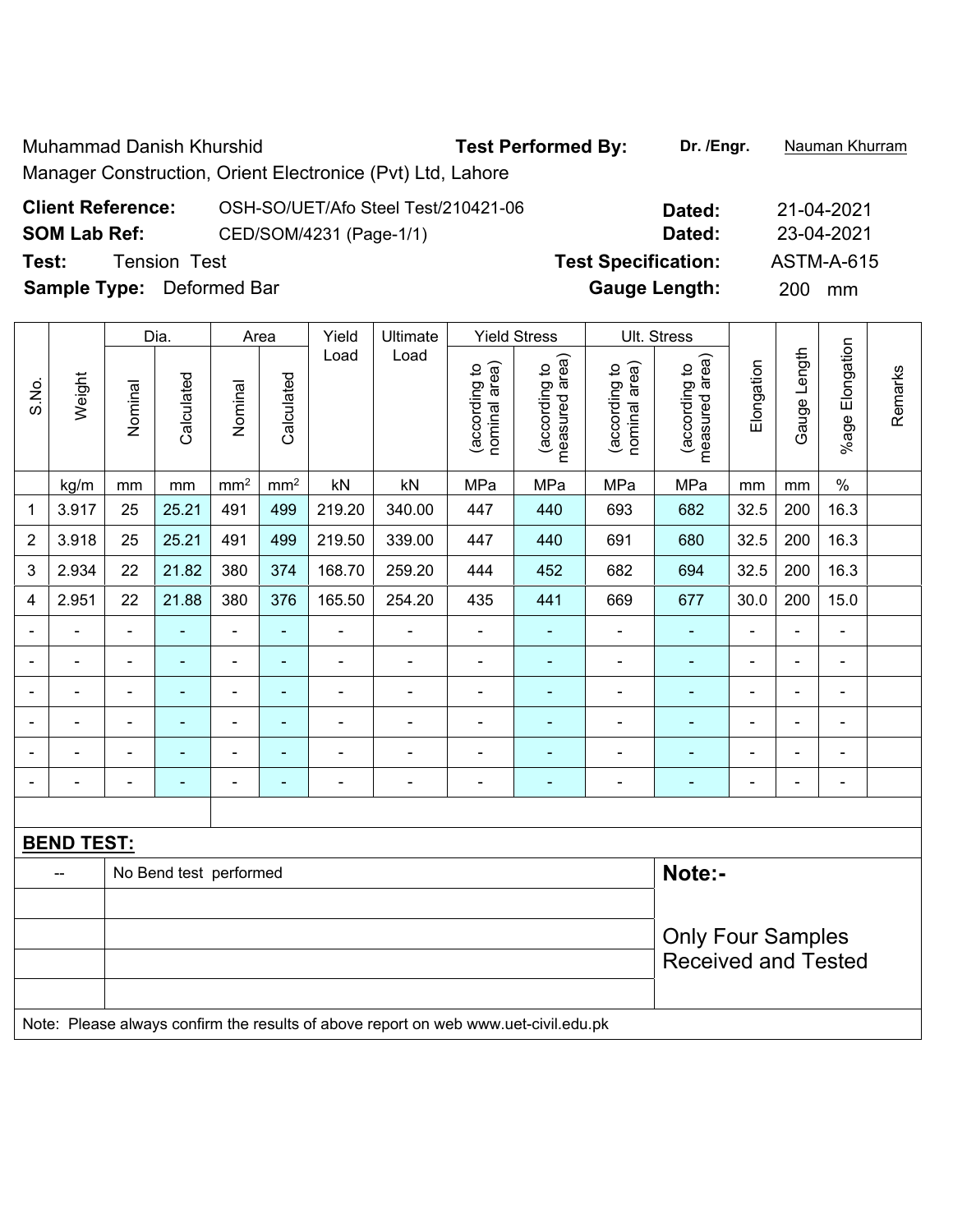Muhammad Danish Khurshid

Manager Construction, Orient Electronice (Pvt) Ltd, Lahore

**Test Performed By:** **Dr. /Engr.** Nauman Khurram

**Client Reference:** OSH-SO/UET/Afo Steel Test/210421-06 **Dated:** 21-04-2021

**SOM Lab Ref:** CED/SOM/4231 (Page-1/1) **Dated:** 23-04-2021

**Test:** Tension Test **Test Specification:** ASTM-A-615

**Sample Type:** Deformed Bar **Gauge Length:** 200 mm

| S.No. | Weight | Dia. | | Area | | Yield Load | Ultimate Load | Yield Stress | | Ult. Stress | | Elongation | Gauge Length | %age Elongation | Remarks |
|---|---|---|---|---|---|---|---|---|---|---|---|---|---|---|---|
| | | Nominal | Calculated | Nominal | Calculated | | | (according to nominal area) | (according to measured area) | (according to nominal area) | (according to measured area) | | | | |
| | kg/m | mm | mm | mm² | mm² | kN | kN | MPa | MPa | MPa | MPa | mm | mm | % | |
| 1 | 3.917 | 25 | 25.21 | 491 | 499 | 219.20 | 340.00 | 447 | 440 | 693 | 682 | 32.5 | 200 | 16.3 | |
| 2 | 3.918 | 25 | 25.21 | 491 | 499 | 219.50 | 339.00 | 447 | 440 | 691 | 680 | 32.5 | 200 | 16.3 | |
| 3 | 2.934 | 22 | 21.82 | 380 | 374 | 168.70 | 259.20 | 444 | 452 | 682 | 694 | 32.5 | 200 | 16.3 | |
| 4 | 2.951 | 22 | 21.88 | 380 | 376 | 165.50 | 254.20 | 435 | 441 | 669 | 677 | 30.0 | 200 | 15.0 | |
| - | - | - | - | - | - | - | - | - | - | - | - | - | - | - | |
| - | - | - | - | - | - | - | - | - | - | - | - | - | - | - | |
| - | - | - | - | - | - | - | - | - | - | - | - | - | - | - | |
| - | - | - | - | - | - | - | - | - | - | - | - | - | - | - | |
| - | - | - | - | - | - | - | - | - | - | - | - | - | - | - | |
| - | - | - | - | - | - | - | - | - | - | - | - | - | - | - | |

**BEND TEST:**

| | | |
|---|---|---|
| -- | No Bend test performed | **Note:-** |
| | | Only Four Samples Received and Tested |

Note: Please always confirm the results of above report on web www.uet-civil.edu.pk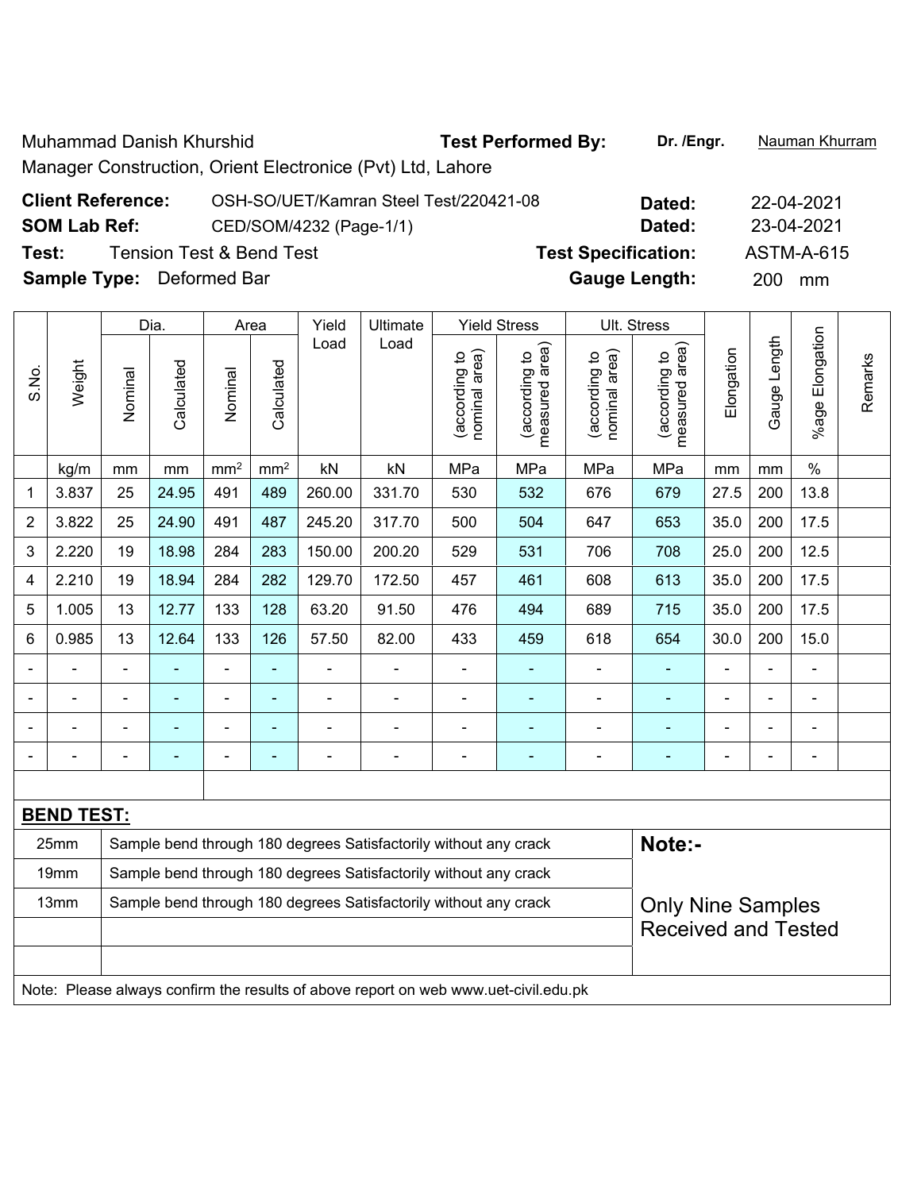Muhammad Danish Khurshid **Test Performed By:** **Dr. /Engr.** Nauman Khurram

Manager Construction, Orient Electronice (Pvt) Ltd, Lahore

**Client Reference:** OSH-SO/UET/Kamran Steel Test/220421-08 **Dated:** 22-04-2021

**SOM Lab Ref:** CED/SOM/4232 (Page-1/1) **Dated:** 23-04-2021

**Test:** Tension Test & Bend Test **Test Specification:** ASTM-A-615

**Sample Type:** Deformed Bar **Gauge Length:** 200 mm

| S.No. | Weight | Dia. | | Area | | Yield Load | Ultimate Load | Yield Stress | | Ult. Stress | | Elongation | Gauge Length | %age Elongation | Remarks |
|---|---|---|---|---|---|---|---|---|---|---|---|---|---|---|---|
| | | Nominal | Calculated | Nominal | Calculated | | | (according to nominal area) | (according to measured area) | (according to nominal area) | (according to measured area) | | | | |
| | kg/m | mm | mm | mm² | mm² | kN | kN | MPa | MPa | MPa | MPa | mm | mm | % | |
| 1 | 3.837 | 25 | 24.95 | 491 | 489 | 260.00 | 331.70 | 530 | 532 | 676 | 679 | 27.5 | 200 | 13.8 | |
| 2 | 3.822 | 25 | 24.90 | 491 | 487 | 245.20 | 317.70 | 500 | 504 | 647 | 653 | 35.0 | 200 | 17.5 | |
| 3 | 2.220 | 19 | 18.98 | 284 | 283 | 150.00 | 200.20 | 529 | 531 | 706 | 708 | 25.0 | 200 | 12.5 | |
| 4 | 2.210 | 19 | 18.94 | 284 | 282 | 129.70 | 172.50 | 457 | 461 | 608 | 613 | 35.0 | 200 | 17.5 | |
| 5 | 1.005 | 13 | 12.77 | 133 | 128 | 63.20 | 91.50 | 476 | 494 | 689 | 715 | 35.0 | 200 | 17.5 | |
| 6 | 0.985 | 13 | 12.64 | 133 | 126 | 57.50 | 82.00 | 433 | 459 | 618 | 654 | 30.0 | 200 | 15.0 | |
| - | - | - | - | - | - | - | - | - | - | - | - | - | - | - | |
| - | - | - | - | - | - | - | - | - | - | - | - | - | - | - | |
| - | - | - | - | - | - | - | - | - | - | - | - | - | - | - | |
| - | - | - | - | - | - | - | - | - | - | - | - | - | - | - | |

**BEND TEST:**

| | |
|---|---|
| 25mm | Sample bend through 180 degrees Satisfactorily without any crack |
| 19mm | Sample bend through 180 degrees Satisfactorily without any crack |
| 13mm | Sample bend through 180 degrees Satisfactorily without any crack |

**Note:-**

Only Nine Samples Received and Tested

Note: Please always confirm the results of above report on web www.uet-civil.edu.pk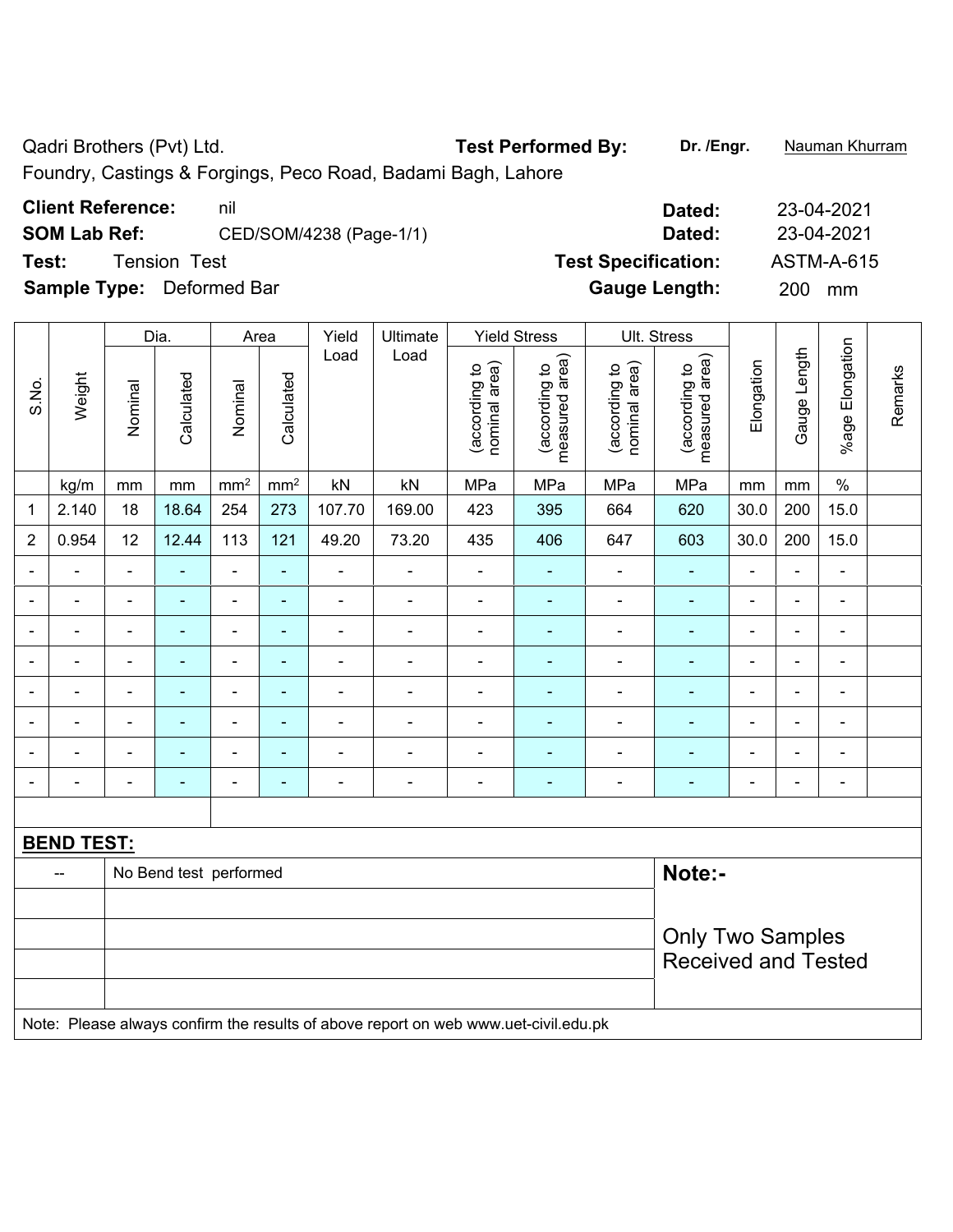Qadri Brothers (Pvt) Ltd.

Foundry, Castings & Forgings, Peco Road, Badami Bagh, Lahore

**Test Performed By:** **Dr. /Engr.** Nauman Khurram

**Client Reference:** nil **Dated:** 23-04-2021

**SOM Lab Ref:** CED/SOM/4238 (Page-1/1) **Dated:** 23-04-2021

**Test:** Tension Test **Test Specification:** ASTM-A-615

**Sample Type:** Deformed Bar **Gauge Length:** 200 mm

| S.No. | Weight | Dia. | | Area | | Yield Load | Ultimate Load | Yield Stress | | Ult. Stress | | Elongation | Gauge Length | %age Elongation | Remarks |
|---|---|---|---|---|---|---|---|---|---|---|---|---|---|---|---|
| | | Nominal | Calculated | Nominal | Calculated | | | (according to nominal area) | (according to measured area) | (according to nominal area) | (according to measured area) | | | | |
| | kg/m | mm | mm | mm² | mm² | kN | kN | MPa | MPa | MPa | MPa | mm | mm | % | |
| 1 | 2.140 | 18 | 18.64 | 254 | 273 | 107.70 | 169.00 | 423 | 395 | 664 | 620 | 30.0 | 200 | 15.0 | |
| 2 | 0.954 | 12 | 12.44 | 113 | 121 | 49.20 | 73.20 | 435 | 406 | 647 | 603 | 30.0 | 200 | 15.0 | |
| - | - | - | - | - | - | - | - | - | - | - | - | - | - | - | |
| - | - | - | - | - | - | - | - | - | - | - | - | - | - | - | |
| - | - | - | - | - | - | - | - | - | - | - | - | - | - | - | |
| - | - | - | - | - | - | - | - | - | - | - | - | - | - | - | |
| - | - | - | - | - | - | - | - | - | - | - | - | - | - | - | |
| - | - | - | - | - | - | - | - | - | - | - | - | - | - | - | |
| - | - | - | - | - | - | - | - | - | - | - | - | - | - | - | |
| - | - | - | - | - | - | - | - | - | - | - | - | - | - | - | |

**BEND TEST:**

| | | |
|---|---|---|
| -- | No Bend test performed | **Note:-** |
| | | Only Two Samples Received and Tested |

Note: Please always confirm the results of above report on web www.uet-civil.edu.pk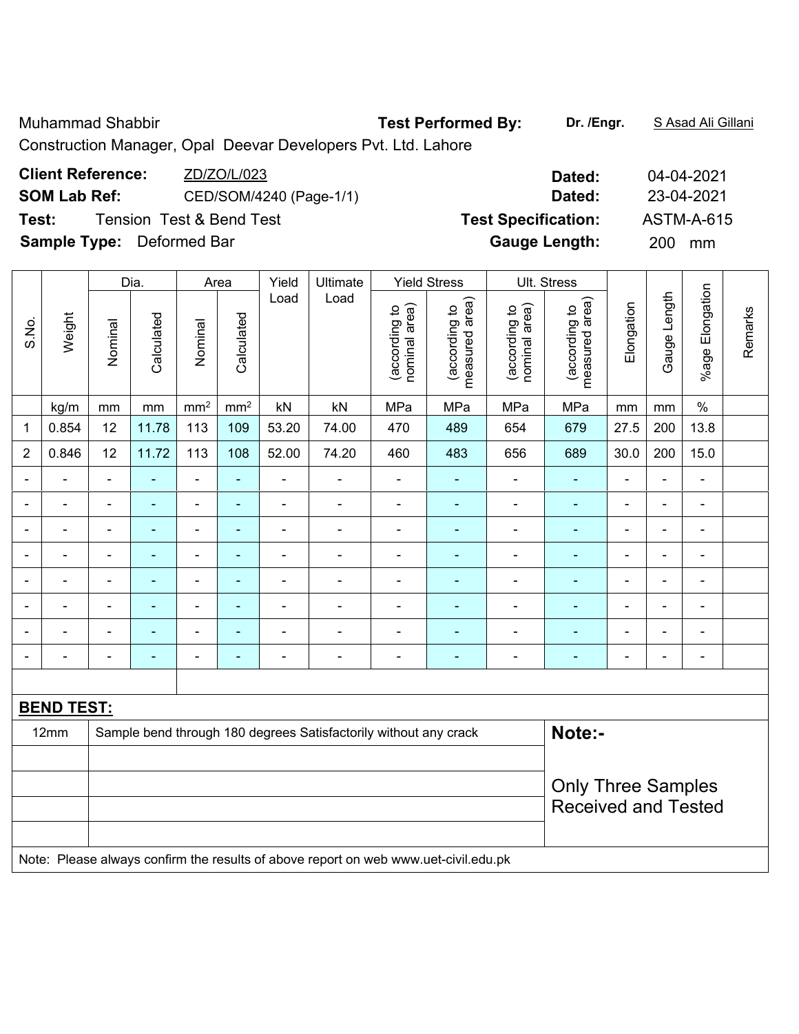Muhammad Shabbir **Test Performed By:** **Dr. /Engr.** S Asad Ali Gillani

Construction Manager, Opal Deevar Developers Pvt. Ltd. Lahore

**Client Reference:** ZD/ZO/L/023 **Dated:** 04-04-2021

**SOM Lab Ref:** CED/SOM/4240 (Page-1/1) **Dated:** 23-04-2021

**Test:** Tension Test & Bend Test **Test Specification:** ASTM-A-615

**Sample Type:** Deformed Bar **Gauge Length:** 200 mm

| S.No. | Weight | Dia. | | Area | | Yield Load | Ultimate Load | Yield Stress | | Ult. Stress | | Elongation | Gauge Length | %age Elongation | Remarks |
|---|---|---|---|---|---|---|---|---|---|---|---|---|---|---|---|
| | | Nominal | Calculated | Nominal | Calculated | | | (according to nominal area) | (according to measured area) | (according to nominal area) | (according to measured area) | | | | |
| | kg/m | mm | mm | mm$^2$ | mm$^2$ | kN | kN | MPa | MPa | MPa | MPa | mm | mm | % | |
| 1 | 0.854 | 12 | 11.78 | 113 | 109 | 53.20 | 74.00 | 470 | 489 | 654 | 679 | 27.5 | 200 | 13.8 | |
| 2 | 0.846 | 12 | 11.72 | 113 | 108 | 52.00 | 74.20 | 460 | 483 | 656 | 689 | 30.0 | 200 | 15.0 | |
| - | - | - | - | - | - | - | - | - | - | - | - | - | - | - | |
| - | - | - | - | - | - | - | - | - | - | - | - | - | - | - | |
| - | - | - | - | - | - | - | - | - | - | - | - | - | - | - | |
| - | - | - | - | - | - | - | - | - | - | - | - | - | - | - | |
| - | - | - | - | - | - | - | - | - | - | - | - | - | - | - | |
| - | - | - | - | - | - | - | - | - | - | - | - | - | - | - | |
| - | - | - | - | - | - | - | - | - | - | - | - | - | - | - | |
| - | - | - | - | - | - | - | - | - | - | - | - | - | - | - | |

**BEND TEST:**

| | | |
|---|---|---|
| 12mm | Sample bend through 180 degrees Satisfactorily without any crack | **Note:-** |
| | | Only Three Samples Received and Tested |

Note: Please always confirm the results of above report on web www.uet-civil.edu.pk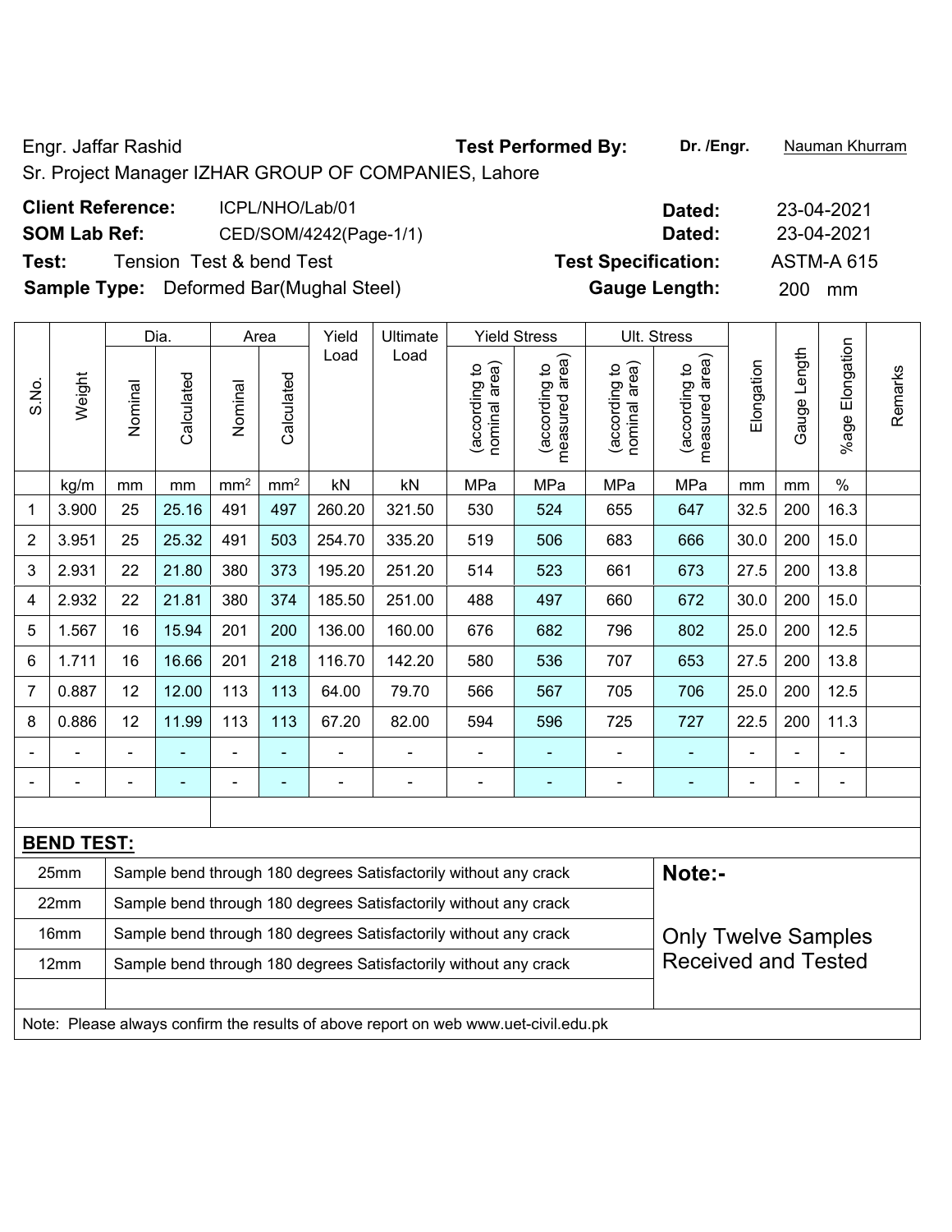Engr. Jaffar Rashid **Test Performed By:** **Dr. /Engr.** Nauman Khurram

Sr. Project Manager IZHAR GROUP OF COMPANIES, Lahore

**Client Reference:** ICPL/NHO/Lab/01 **Dated:** 23-04-2021

**SOM Lab Ref:** CED/SOM/4242(Page-1/1) **Dated:** 23-04-2021

**Test:** Tension Test & bend Test **Test Specification:** ASTM-A 615

**Sample Type:** Deformed Bar(Mughal Steel) **Gauge Length:** 200 mm

| S.No. | Weight | Dia. | | Area | | Yield Load | Ultimate Load | Yield Stress | | Ult. Stress | | Elongation | Gauge Length | %age Elongation | Remarks |
|---|---|---|---|---|---|---|---|---|---|---|---|---|---|---|---|
| | | Nominal | Calculated | Nominal | Calculated | | | (according to nominal area) | (according to measured area) | (according to nominal area) | (according to measured area) | | | | |
| | kg/m | mm | mm | mm² | mm² | kN | kN | MPa | MPa | MPa | MPa | mm | mm | % | |
| 1 | 3.900 | 25 | 25.16 | 491 | 497 | 260.20 | 321.50 | 530 | 524 | 655 | 647 | 32.5 | 200 | 16.3 | |
| 2 | 3.951 | 25 | 25.32 | 491 | 503 | 254.70 | 335.20 | 519 | 506 | 683 | 666 | 30.0 | 200 | 15.0 | |
| 3 | 2.931 | 22 | 21.80 | 380 | 373 | 195.20 | 251.20 | 514 | 523 | 661 | 673 | 27.5 | 200 | 13.8 | |
| 4 | 2.932 | 22 | 21.81 | 380 | 374 | 185.50 | 251.00 | 488 | 497 | 660 | 672 | 30.0 | 200 | 15.0 | |
| 5 | 1.567 | 16 | 15.94 | 201 | 200 | 136.00 | 160.00 | 676 | 682 | 796 | 802 | 25.0 | 200 | 12.5 | |
| 6 | 1.711 | 16 | 16.66 | 201 | 218 | 116.70 | 142.20 | 580 | 536 | 707 | 653 | 27.5 | 200 | 13.8 | |
| 7 | 0.887 | 12 | 12.00 | 113 | 113 | 64.00 | 79.70 | 566 | 567 | 705 | 706 | 25.0 | 200 | 12.5 | |
| 8 | 0.886 | 12 | 11.99 | 113 | 113 | 67.20 | 82.00 | 594 | 596 | 725 | 727 | 22.5 | 200 | 11.3 | |
| - | - | - | - | - | - | - | - | - | - | - | - | - | - | - | |
| - | - | - | - | - | - | - | - | - | - | - | - | - | - | - | |

**BEND TEST:**

| | | |
|---|---|---|
| 25mm | Sample bend through 180 degrees Satisfactorily without any crack | **Note:-** |
| 22mm | Sample bend through 180 degrees Satisfactorily without any crack | |
| 16mm | Sample bend through 180 degrees Satisfactorily without any crack | Only Twelve Samples Received and Tested |
| 12mm | Sample bend through 180 degrees Satisfactorily without any crack | |

Note: Please always confirm the results of above report on web www.uet-civil.edu.pk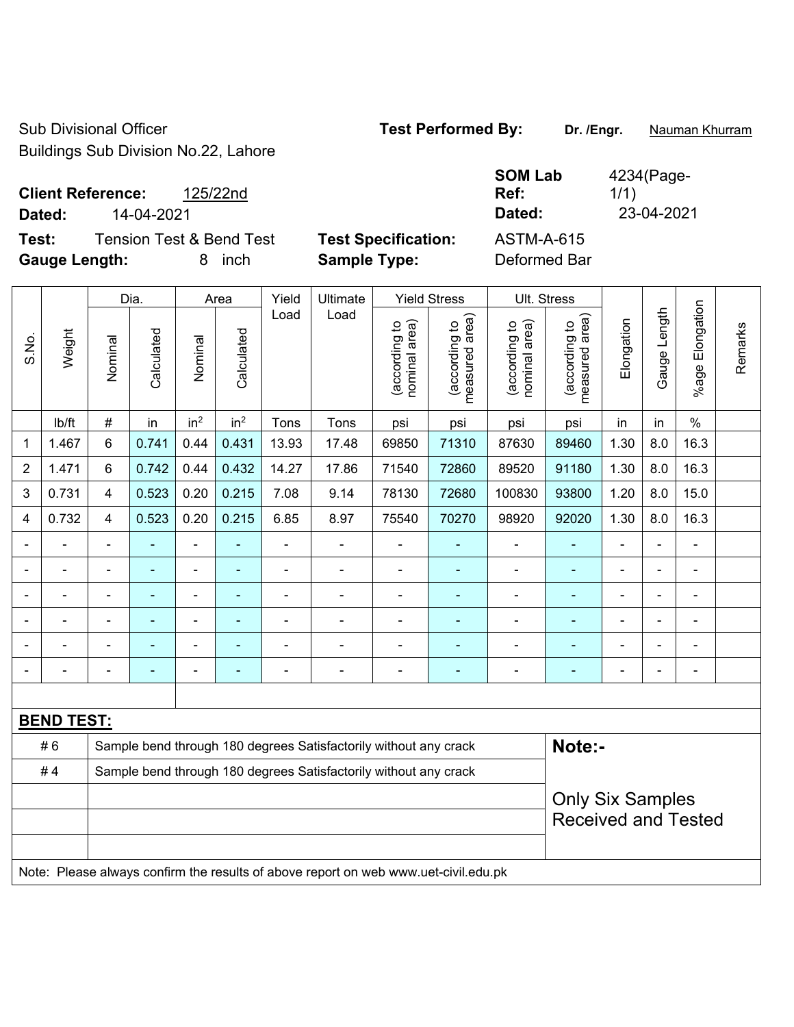Sub Divisional Officer
Buildings Sub Division No.22, Lahore

**Test Performed By:** **Dr. /Engr.** Nauman Khurram

**Client Reference:** 125/22nd
**Dated:** 14-04-2021

**SOM Lab Ref:** 4234(Page-1/1)
**Dated:** 23-04-2021

**Test:** Tension Test & Bend Test
**Gauge Length:** 8 inch

**Test Specification:** ASTM-A-615
**Sample Type:** Deformed Bar

| S.No. | Weight | Dia. | | Area | | Yield Load | Ultimate Load | Yield Stress | | Ult. Stress | | Elongation | Gauge Length | %age Elongation | Remarks |
|---|---|---|---|---|---|---|---|---|---|---|---|---|---|---|---|
| | | Nominal | Calculated | Nominal | Calculated | | | (according to nominal area) | (according to measured area) | (according to nominal area) | (according to measured area) | | | | |
| | lb/ft | # | in | $in^2$ | $in^2$ | Tons | Tons | psi | psi | psi | psi | in | in | % | |
| 1 | 1.467 | 6 | 0.741 | 0.44 | 0.431 | 13.93 | 17.48 | 69850 | 71310 | 87630 | 89460 | 1.30 | 8.0 | 16.3 | |
| 2 | 1.471 | 6 | 0.742 | 0.44 | 0.432 | 14.27 | 17.86 | 71540 | 72860 | 89520 | 91180 | 1.30 | 8.0 | 16.3 | |
| 3 | 0.731 | 4 | 0.523 | 0.20 | 0.215 | 7.08 | 9.14 | 78130 | 72680 | 100830 | 93800 | 1.20 | 8.0 | 15.0 | |
| 4 | 0.732 | 4 | 0.523 | 0.20 | 0.215 | 6.85 | 8.97 | 75540 | 70270 | 98920 | 92020 | 1.30 | 8.0 | 16.3 | |
| - | - | - | - | - | - | - | - | - | - | - | - | - | - | - | |
| - | - | - | - | - | - | - | - | - | - | - | - | - | - | - | |
| - | - | - | - | - | - | - | - | - | - | - | - | - | - | - | |
| - | - | - | - | - | - | - | - | - | - | - | - | - | - | - | |
| - | - | - | - | - | - | - | - | - | - | - | - | - | - | - | |
| - | - | - | - | - | - | - | - | - | - | - | - | - | - | - | |

**BEND TEST:**

| | |
|---|---|
| # 6 | Sample bend through 180 degrees Satisfactorily without any crack |
| # 4 | Sample bend through 180 degrees Satisfactorily without any crack |

**Note:-**

Only Six Samples Received and Tested

Note: Please always confirm the results of above report on web www.uet-civil.edu.pk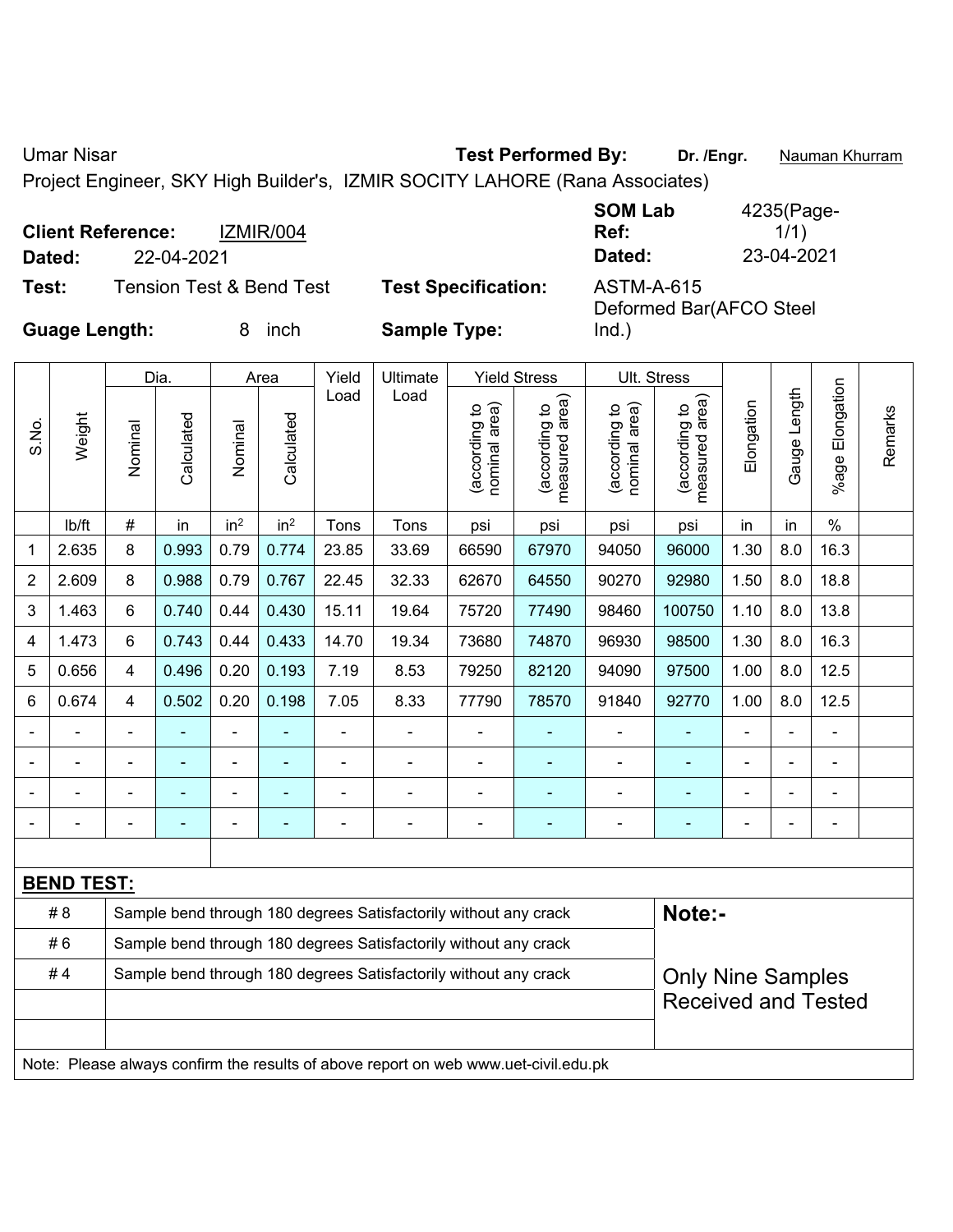Umar Nisar **Test Performed By:** **Dr. /Engr.** Nauman Khurram

Project Engineer, SKY High Builder's, IZMIR SOCITY LAHORE (Rana Associates)

**Client Reference:** IZMIR/004 **SOM Lab Ref:** 4235(Page-1/1)

**Dated:** 22-04-2021 **Dated:** 23-04-2021

**Test:** Tension Test & Bend Test **Test Specification:** ASTM-A-615

**Guage Length:** 8 inch **Sample Type:** Deformed Bar(AFCO Steel Ind.)

| S.No. | Weight | Dia. | | Area | | Yield Load | Ultimate Load | Yield Stress | | Ult. Stress | | Elongation | Gauge Length | %age Elongation | Remarks |
|---|---|---|---|---|---|---|---|---|---|---|---|---|---|---|---|
| | | Nominal | Calculated | Nominal | Calculated | | | (according to nominal area) | (according to measured area) | (according to nominal area) | (according to measured area) | | | | |
| | lb/ft | # | in | in² | in² | Tons | Tons | psi | psi | psi | psi | in | in | % | |
| 1 | 2.635 | 8 | 0.993 | 0.79 | 0.774 | 23.85 | 33.69 | 66590 | 67970 | 94050 | 96000 | 1.30 | 8.0 | 16.3 | |
| 2 | 2.609 | 8 | 0.988 | 0.79 | 0.767 | 22.45 | 32.33 | 62670 | 64550 | 90270 | 92980 | 1.50 | 8.0 | 18.8 | |
| 3 | 1.463 | 6 | 0.740 | 0.44 | 0.430 | 15.11 | 19.64 | 75720 | 77490 | 98460 | 100750 | 1.10 | 8.0 | 13.8 | |
| 4 | 1.473 | 6 | 0.743 | 0.44 | 0.433 | 14.70 | 19.34 | 73680 | 74870 | 96930 | 98500 | 1.30 | 8.0 | 16.3 | |
| 5 | 0.656 | 4 | 0.496 | 0.20 | 0.193 | 7.19 | 8.53 | 79250 | 82120 | 94090 | 97500 | 1.00 | 8.0 | 12.5 | |
| 6 | 0.674 | 4 | 0.502 | 0.20 | 0.198 | 7.05 | 8.33 | 77790 | 78570 | 91840 | 92770 | 1.00 | 8.0 | 12.5 | |
| - | - | - | - | - | - | - | - | - | - | - | - | - | - | - | |
| - | - | - | - | - | - | - | - | - | - | - | - | - | - | - | |
| - | - | - | - | - | - | - | - | - | - | - | - | - | - | - | |
| - | - | - | - | - | - | - | - | - | - | - | - | - | - | - | |

**BEND TEST:**

| | |
|---|---|
| # 8 | Sample bend through 180 degrees Satisfactorily without any crack |
| # 6 | Sample bend through 180 degrees Satisfactorily without any crack |
| # 4 | Sample bend through 180 degrees Satisfactorily without any crack |

**Note:-**

Only Nine Samples Received and Tested

Note: Please always confirm the results of above report on web www.uet-civil.edu.pk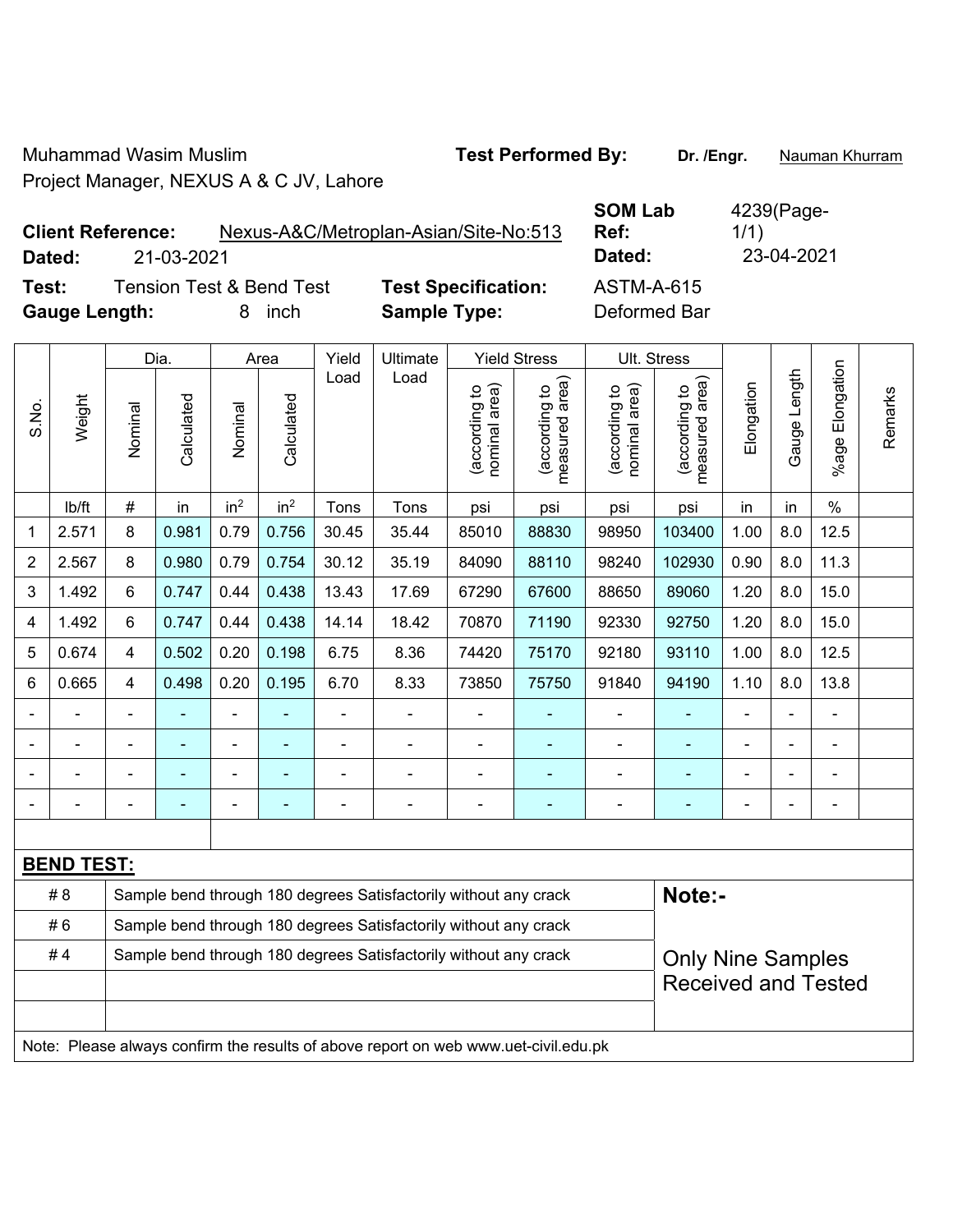Muhammad Wasim Muslim

Project Manager, NEXUS A & C JV, Lahore

**Test Performed By:** Dr. /Engr. Nauman Khurram

**Client Reference:** Nexus-A&C/Metroplan-Asian/Site-No:513

**Dated:** 21-03-2021

**SOM Lab Ref:** 4239(Page-1/1)

**Dated:** 23-04-2021

**Test:** Tension Test & Bend Test

**Test Specification:** ASTM-A-615

**Gauge Length:** 8 inch

**Sample Type:** Deformed Bar

| S.No. | Weight | Dia. | | Area | | Yield Load | Ultimate Load | Yield Stress | | Ult. Stress | | Elongation | Gauge Length | %age Elongation | Remarks |
|---|---|---|---|---|---|---|---|---|---|---|---|---|---|---|---|
| | | Nominal | Calculated | Nominal | Calculated | | | (according to nominal area) | (according to measured area) | (according to nominal area) | (according to measured area) | | | | |
| | lb/ft | # | in | in² | in² | Tons | Tons | psi | psi | psi | psi | in | in | % | |
| 1 | 2.571 | 8 | 0.981 | 0.79 | 0.756 | 30.45 | 35.44 | 85010 | 88830 | 98950 | 103400 | 1.00 | 8.0 | 12.5 | |
| 2 | 2.567 | 8 | 0.980 | 0.79 | 0.754 | 30.12 | 35.19 | 84090 | 88110 | 98240 | 102930 | 0.90 | 8.0 | 11.3 | |
| 3 | 1.492 | 6 | 0.747 | 0.44 | 0.438 | 13.43 | 17.69 | 67290 | 67600 | 88650 | 89060 | 1.20 | 8.0 | 15.0 | |
| 4 | 1.492 | 6 | 0.747 | 0.44 | 0.438 | 14.14 | 18.42 | 70870 | 71190 | 92330 | 92750 | 1.20 | 8.0 | 15.0 | |
| 5 | 0.674 | 4 | 0.502 | 0.20 | 0.198 | 6.75 | 8.36 | 74420 | 75170 | 92180 | 93110 | 1.00 | 8.0 | 12.5 | |
| 6 | 0.665 | 4 | 0.498 | 0.20 | 0.195 | 6.70 | 8.33 | 73850 | 75750 | 91840 | 94190 | 1.10 | 8.0 | 13.8 | |
| - | - | - | - | - | - | - | - | - | - | - | - | - | - | - | |
| - | - | - | - | - | - | - | - | - | - | - | - | - | - | - | |
| - | - | - | - | - | - | - | - | - | - | - | - | - | - | - | |
| - | - | - | - | - | - | - | - | - | - | - | - | - | - | - | |

**BEND TEST:**

| | |
|---|---|
| # 8 | Sample bend through 180 degrees Satisfactorily without any crack |
| # 6 | Sample bend through 180 degrees Satisfactorily without any crack |
| # 4 | Sample bend through 180 degrees Satisfactorily without any crack |

**Note:-**

Only Nine Samples Received and Tested

Note: Please always confirm the results of above report on web www.uet-civil.edu.pk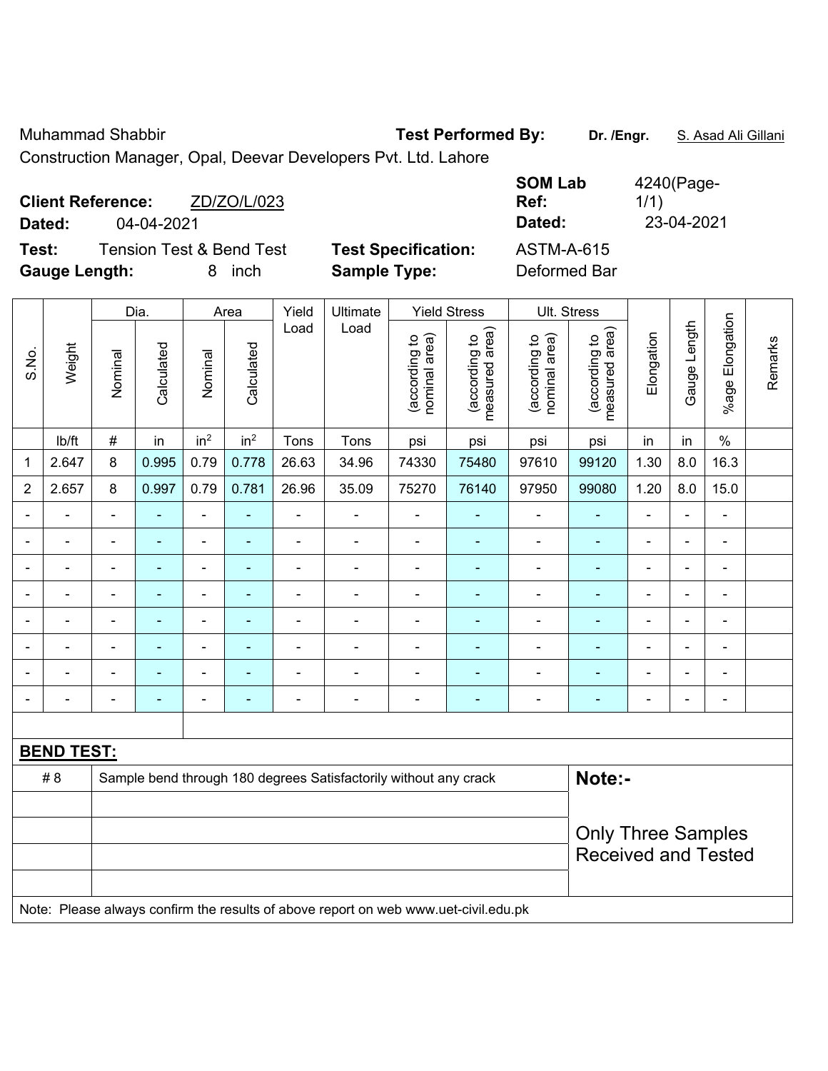Muhammad Shabbir | **Test Performed By:** **Dr. /Engr.** S. Asad Ali Gillani

Construction Manager, Opal, Deevar Developers Pvt. Ltd. Lahore

**Client Reference:** ZD/ZO/L/023 | **SOM Lab Ref:** 4240(Page-1/1)

**Dated:** 04-04-2021 | **Dated:** 23-04-2021

**Test:** Tension Test & Bend Test | **Test Specification:** ASTM-A-615

**Gauge Length:** 8 inch | **Sample Type:** Deformed Bar

| S.No. | Weight | Dia. | | Area | | Yield Load | Ultimate Load | Yield Stress | | Ult. Stress | | Elongation | Gauge Length | %age Elongation | Remarks |
|---|---|---|---|---|---|---|---|---|---|---|---|---|---|---|---|
| | | Nominal | Calculated | Nominal | Calculated | | | (according to nominal area) | (according to measured area) | (according to nominal area) | (according to measured area) | | | | |
| | lb/ft | # | in | in$^2$ | in$^2$ | Tons | Tons | psi | psi | psi | psi | in | in | % | |
| 1 | 2.647 | 8 | 0.995 | 0.79 | 0.778 | 26.63 | 34.96 | 74330 | 75480 | 97610 | 99120 | 1.30 | 8.0 | 16.3 | |
| 2 | 2.657 | 8 | 0.997 | 0.79 | 0.781 | 26.96 | 35.09 | 75270 | 76140 | 97950 | 99080 | 1.20 | 8.0 | 15.0 | |
| - | - | - | - | - | - | - | - | - | - | - | - | - | - | - | |
| - | - | - | - | - | - | - | - | - | - | - | - | - | - | - | |
| - | - | - | - | - | - | - | - | - | - | - | - | - | - | - | |
| - | - | - | - | - | - | - | - | - | - | - | - | - | - | - | |
| - | - | - | - | - | - | - | - | - | - | - | - | - | - | - | |
| - | - | - | - | - | - | - | - | - | - | - | - | - | - | - | |
| - | - | - | - | - | - | - | - | - | - | - | - | - | - | - | |
| - | - | - | - | - | - | - | - | - | - | - | - | - | - | - | |

**BEND TEST:**

| | | |
|---|---|---|
| # 8 | Sample bend through 180 degrees Satisfactorily without any crack | **Note:-** Only Three Samples Received and Tested |

Note: Please always confirm the results of above report on web www.uet-civil.edu.pk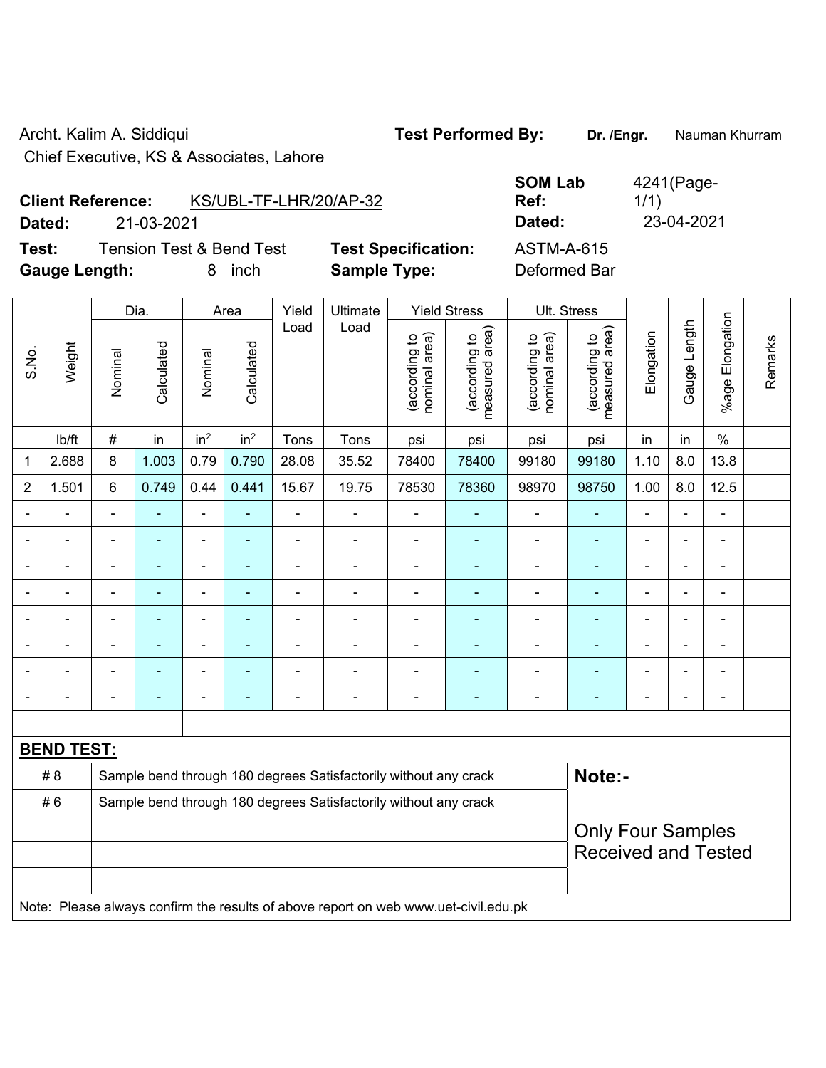Archt. Kalim A. Siddiqui
Chief Executive, KS & Associates, Lahore

**Test Performed By:** **Dr. /Engr.** Nauman Khurram

**Client Reference:** KS/UBL-TF-LHR/20/AP-32
**Dated:** 21-03-2021

**SOM Lab Ref:** 4241(Page-1/1)
**Dated:** 23-04-2021

**Test:** Tension Test & Bend Test
**Gauge Length:** 8 inch

**Test Specification:** ASTM-A-615
**Sample Type:** Deformed Bar

| S.No. | Weight | Dia. | | Area | | Yield Load | Ultimate Load | Yield Stress | | Ult. Stress | | Elongation | Gauge Length | %age Elongation | Remarks |
|---|---|---|---|---|---|---|---|---|---|---|---|---|---|---|---|
| | | Nominal | Calculated | Nominal | Calculated | | | (according to nominal area) | (according to measured area) | (according to nominal area) | (according to measured area) | | | | |
| | lb/ft | # | in | $in^2$ | $in^2$ | Tons | Tons | psi | psi | psi | psi | in | in | % | |
| 1 | 2.688 | 8 | 1.003 | 0.79 | 0.790 | 28.08 | 35.52 | 78400 | 78400 | 99180 | 99180 | 1.10 | 8.0 | 13.8 | |
| 2 | 1.501 | 6 | 0.749 | 0.44 | 0.441 | 15.67 | 19.75 | 78530 | 78360 | 98970 | 98750 | 1.00 | 8.0 | 12.5 | |
| - | - | - | - | - | - | - | - | - | - | - | - | - | - | - | |
| - | - | - | - | - | - | - | - | - | - | - | - | - | - | - | |
| - | - | - | - | - | - | - | - | - | - | - | - | - | - | - | |
| - | - | - | - | - | - | - | - | - | - | - | - | - | - | - | |
| - | - | - | - | - | - | - | - | - | - | - | - | - | - | - | |
| - | - | - | - | - | - | - | - | - | - | - | - | - | - | - | |
| - | - | - | - | - | - | - | - | - | - | - | - | - | - | - | |
| - | - | - | - | - | - | - | - | - | - | - | - | - | - | - | |

**BEND TEST:**

| | |
|---|---|
| # 8 | Sample bend through 180 degrees Satisfactorily without any crack |
| # 6 | Sample bend through 180 degrees Satisfactorily without any crack |

**Note:-**

Only Four Samples Received and Tested

Note: Please always confirm the results of above report on web www.uet-civil.edu.pk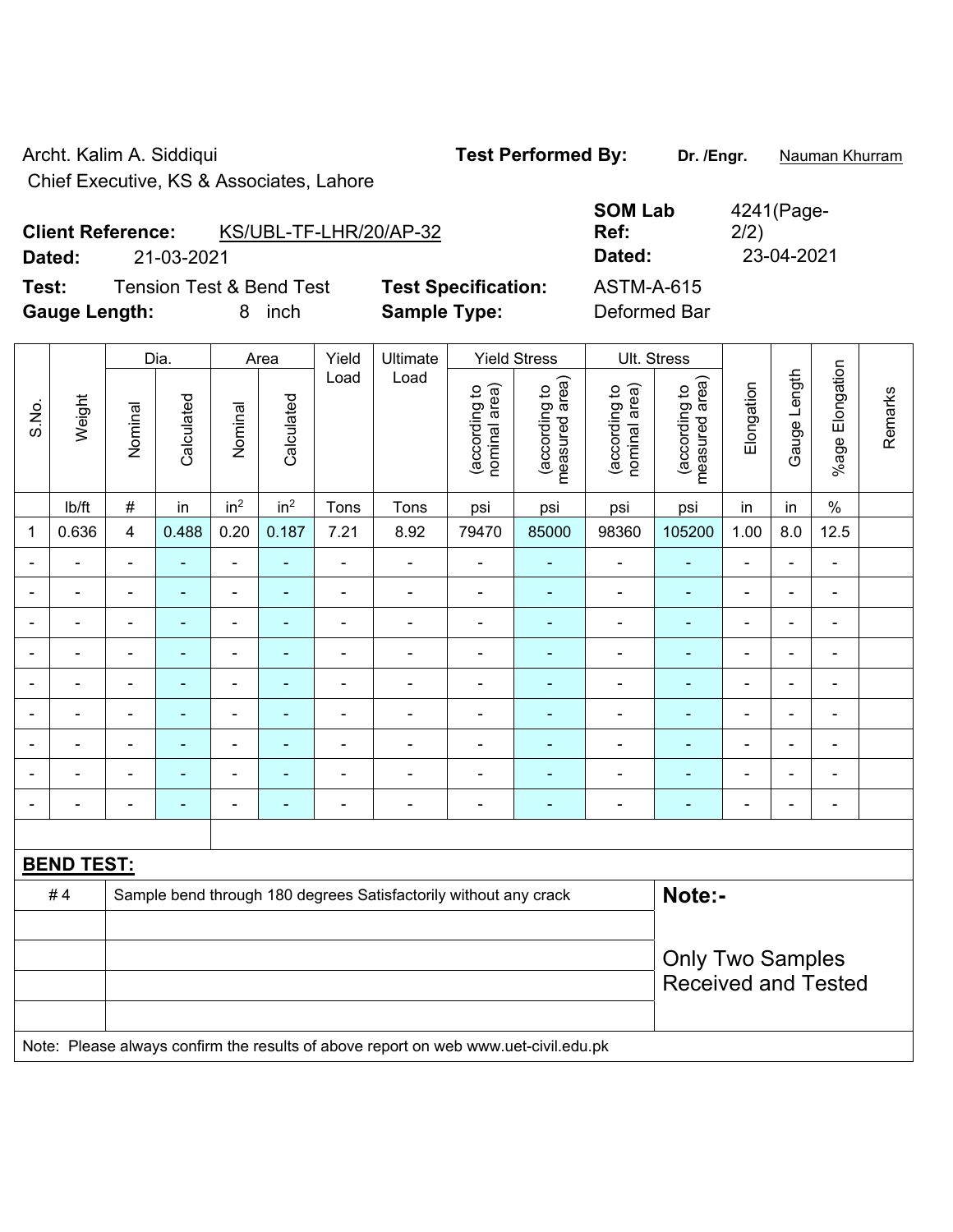Archt. Kalim A. Siddiqui

Chief Executive, KS & Associates, Lahore

**Test Performed By:** **Dr. /Engr.** Nauman Khurram

**Client Reference:** KS/UBL-TF-LHR/20/AP-32

**Dated:** 21-03-2021

**SOM Lab Ref:** 4241(Page-2/2)

**Dated:** 23-04-2021

**Test:** Tension Test & Bend Test

**Gauge Length:** 8 inch

**Test Specification:** ASTM-A-615

**Sample Type:** Deformed Bar

| S.No. | Weight | Dia. | | Area | | Yield Load | Ultimate Load | Yield Stress | | Ult. Stress | | Elongation | Gauge Length | %age Elongation | Remarks |
|---|---|---|---|---|---|---|---|---|---|---|---|---|---|---|---|
| | | Nominal | Calculated | Nominal | Calculated | | | (according to nominal area) | (according to measured area) | (according to nominal area) | (according to measured area) | | | | |
| | lb/ft | # | in | in² | in² | Tons | Tons | psi | psi | psi | psi | in | in | % | |
| 1 | 0.636 | 4 | 0.488 | 0.20 | 0.187 | 7.21 | 8.92 | 79470 | 85000 | 98360 | 105200 | 1.00 | 8.0 | 12.5 | |
| - | - | - | - | - | - | - | - | - | - | - | - | - | - | - | |
| - | - | - | - | - | - | - | - | - | - | - | - | - | - | - | |
| - | - | - | - | - | - | - | - | - | - | - | - | - | - | - | |
| - | - | - | - | - | - | - | - | - | - | - | - | - | - | - | |
| - | - | - | - | - | - | - | - | - | - | - | - | - | - | - | |
| - | - | - | - | - | - | - | - | - | - | - | - | - | - | - | |
| - | - | - | - | - | - | - | - | - | - | - | - | - | - | - | |
| - | - | - | - | - | - | - | - | - | - | - | - | - | - | - | |
| - | - | - | - | - | - | - | - | - | - | - | - | - | - | - | |

**BEND TEST:**

| | | |
|---|---|---|
| # 4 | Sample bend through 180 degrees Satisfactorily without any crack | **Note:-** |
| | | Only Two Samples Received and Tested |

Note: Please always confirm the results of above report on web www.uet-civil.edu.pk